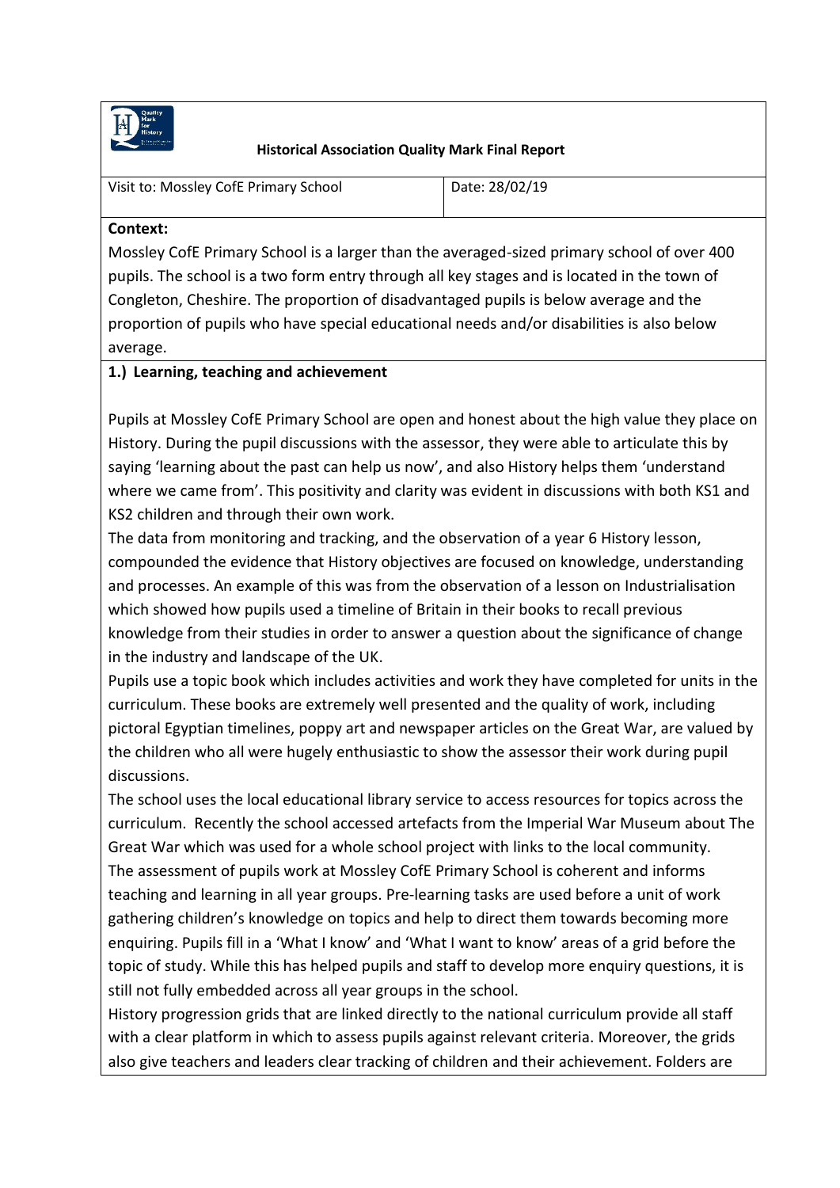**Historical Association Quality Mark Final Report**

| Visit to: Mossley CofE Primary School | Date: 28/02/19 |
| --- | --- |

**Context:**

Mossley CofE Primary School is a larger than the averaged-sized primary school of over 400 pupils. The school is a two form entry through all key stages and is located in the town of Congleton, Cheshire. The proportion of disadvantaged pupils is below average and the proportion of pupils who have special educational needs and/or disabilities is also below average.

**1.) Learning, teaching and achievement**

Pupils at Mossley CofE Primary School are open and honest about the high value they place on History. During the pupil discussions with the assessor, they were able to articulate this by saying 'learning about the past can help us now', and also History helps them 'understand where we came from'. This positivity and clarity was evident in discussions with both KS1 and KS2 children and through their own work.

The data from monitoring and tracking, and the observation of a year 6 History lesson, compounded the evidence that History objectives are focused on knowledge, understanding and processes. An example of this was from the observation of a lesson on Industrialisation which showed how pupils used a timeline of Britain in their books to recall previous knowledge from their studies in order to answer a question about the significance of change in the industry and landscape of the UK.

Pupils use a topic book which includes activities and work they have completed for units in the curriculum. These books are extremely well presented and the quality of work, including pictoral Egyptian timelines, poppy art and newspaper articles on the Great War, are valued by the children who all were hugely enthusiastic to show the assessor their work during pupil discussions.

The school uses the local educational library service to access resources for topics across the curriculum. Recently the school accessed artefacts from the Imperial War Museum about The Great War which was used for a whole school project with links to the local community.

The assessment of pupils work at Mossley CofE Primary School is coherent and informs teaching and learning in all year groups. Pre-learning tasks are used before a unit of work gathering children's knowledge on topics and help to direct them towards becoming more enquiring. Pupils fill in a 'What I know' and 'What I want to know' areas of a grid before the topic of study. While this has helped pupils and staff to develop more enquiry questions, it is still not fully embedded across all year groups in the school.

History progression grids that are linked directly to the national curriculum provide all staff with a clear platform in which to assess pupils against relevant criteria. Moreover, the grids also give teachers and leaders clear tracking of children and their achievement. Folders are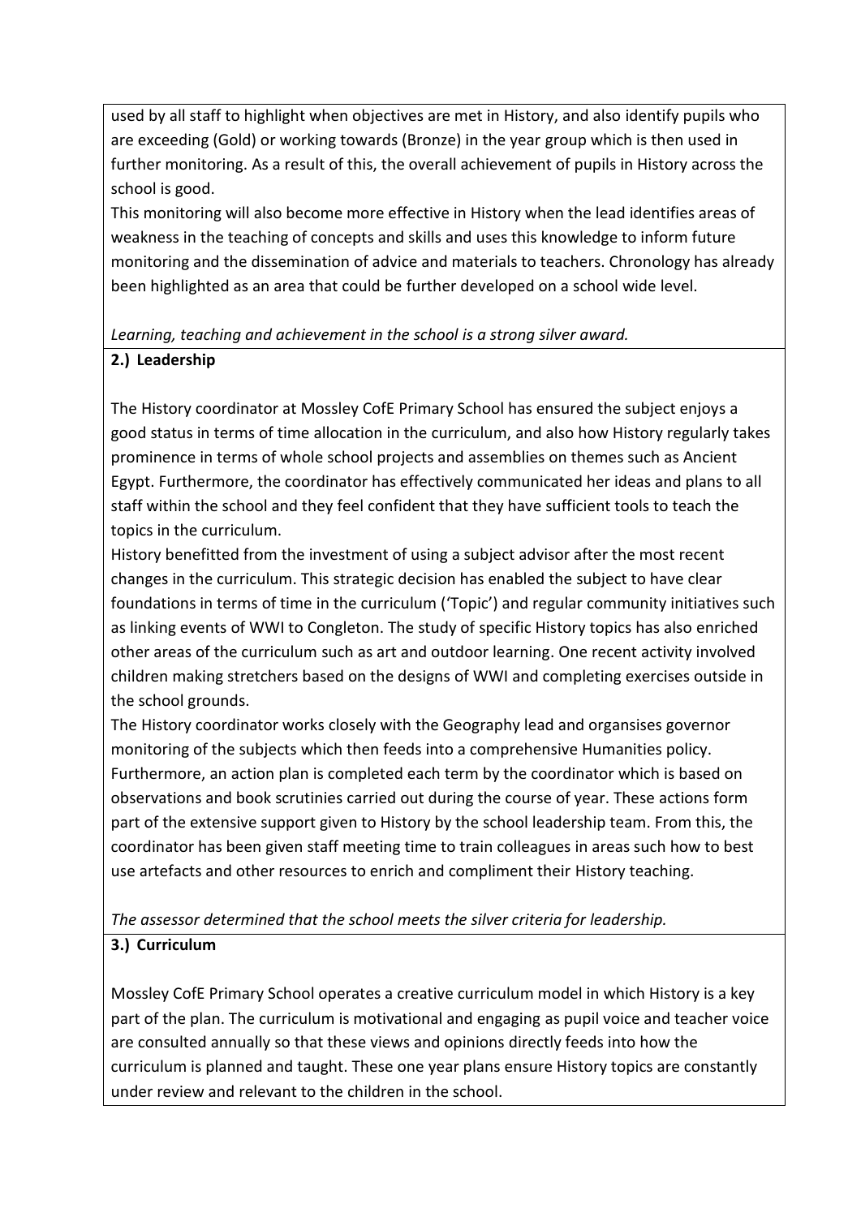used by all staff to highlight when objectives are met in History, and also identify pupils who are exceeding (Gold) or working towards (Bronze) in the year group which is then used in further monitoring. As a result of this, the overall achievement of pupils in History across the school is good.

This monitoring will also become more effective in History when the lead identifies areas of weakness in the teaching of concepts and skills and uses this knowledge to inform future monitoring and the dissemination of advice and materials to teachers. Chronology has already been highlighted as an area that could be further developed on a school wide level.

*Learning, teaching and achievement in the school is a strong silver award.*

**2.) Leadership**

The History coordinator at Mossley CofE Primary School has ensured the subject enjoys a good status in terms of time allocation in the curriculum, and also how History regularly takes prominence in terms of whole school projects and assemblies on themes such as Ancient Egypt. Furthermore, the coordinator has effectively communicated her ideas and plans to all staff within the school and they feel confident that they have sufficient tools to teach the topics in the curriculum.

History benefitted from the investment of using a subject advisor after the most recent changes in the curriculum. This strategic decision has enabled the subject to have clear foundations in terms of time in the curriculum ('Topic') and regular community initiatives such as linking events of WWI to Congleton. The study of specific History topics has also enriched other areas of the curriculum such as art and outdoor learning. One recent activity involved children making stretchers based on the designs of WWI and completing exercises outside in the school grounds.

The History coordinator works closely with the Geography lead and organsises governor monitoring of the subjects which then feeds into a comprehensive Humanities policy. Furthermore, an action plan is completed each term by the coordinator which is based on observations and book scrutinies carried out during the course of year. These actions form part of the extensive support given to History by the school leadership team. From this, the coordinator has been given staff meeting time to train colleagues in areas such how to best use artefacts and other resources to enrich and compliment their History teaching.

*The assessor determined that the school meets the silver criteria for leadership.*

**3.) Curriculum**

Mossley CofE Primary School operates a creative curriculum model in which History is a key part of the plan. The curriculum is motivational and engaging as pupil voice and teacher voice are consulted annually so that these views and opinions directly feeds into how the curriculum is planned and taught. These one year plans ensure History topics are constantly under review and relevant to the children in the school.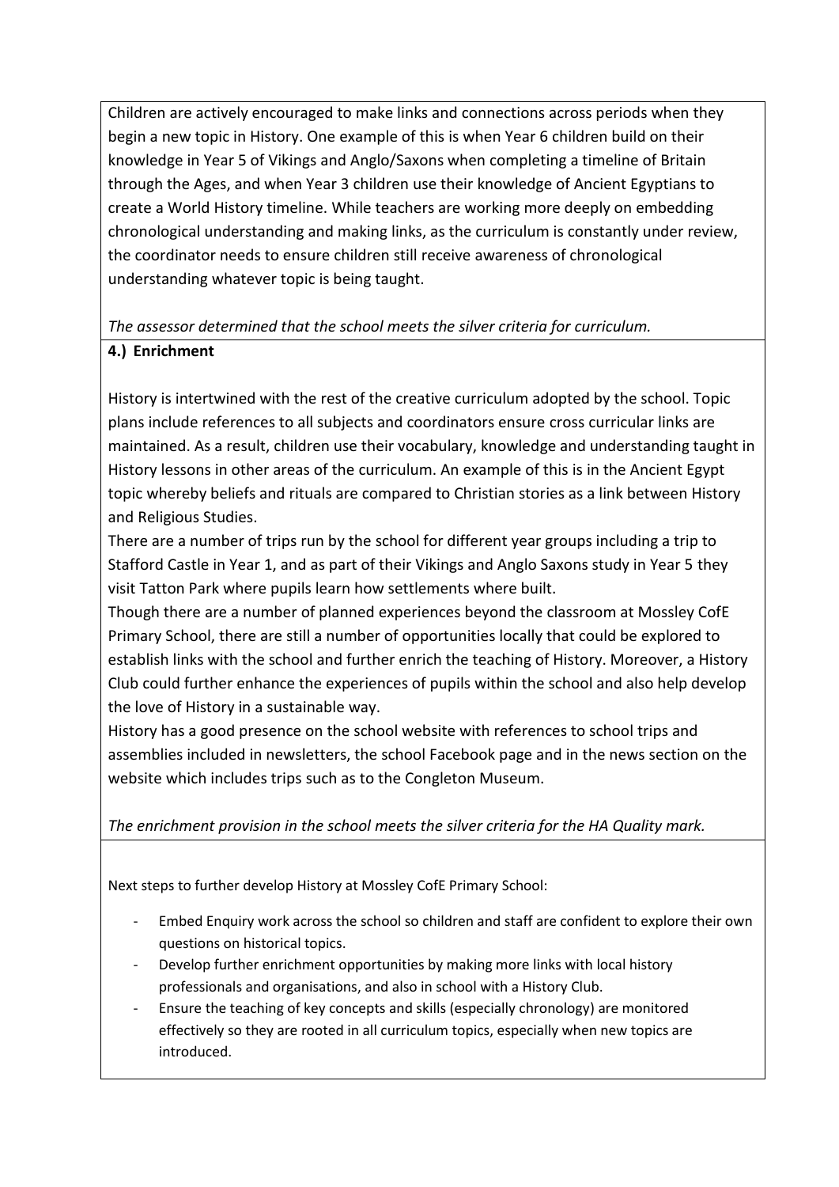Children are actively encouraged to make links and connections across periods when they begin a new topic in History. One example of this is when Year 6 children build on their knowledge in Year 5 of Vikings and Anglo/Saxons when completing a timeline of Britain through the Ages, and when Year 3 children use their knowledge of Ancient Egyptians to create a World History timeline. While teachers are working more deeply on embedding chronological understanding and making links, as the curriculum is constantly under review, the coordinator needs to ensure children still receive awareness of chronological understanding whatever topic is being taught.

*The assessor determined that the school meets the silver criteria for curriculum.*

**4.) Enrichment**

History is intertwined with the rest of the creative curriculum adopted by the school. Topic plans include references to all subjects and coordinators ensure cross curricular links are maintained. As a result, children use their vocabulary, knowledge and understanding taught in History lessons in other areas of the curriculum. An example of this is in the Ancient Egypt topic whereby beliefs and rituals are compared to Christian stories as a link between History and Religious Studies.

There are a number of trips run by the school for different year groups including a trip to Stafford Castle in Year 1, and as part of their Vikings and Anglo Saxons study in Year 5 they visit Tatton Park where pupils learn how settlements where built.

Though there are a number of planned experiences beyond the classroom at Mossley CofE Primary School, there are still a number of opportunities locally that could be explored to establish links with the school and further enrich the teaching of History. Moreover, a History Club could further enhance the experiences of pupils within the school and also help develop the love of History in a sustainable way.

History has a good presence on the school website with references to school trips and assemblies included in newsletters, the school Facebook page and in the news section on the website which includes trips such as to the Congleton Museum.

*The enrichment provision in the school meets the silver criteria for the HA Quality mark.*

Next steps to further develop History at Mossley CofE Primary School:

- Embed Enquiry work across the school so children and staff are confident to explore their own questions on historical topics.
- Develop further enrichment opportunities by making more links with local history professionals and organisations, and also in school with a History Club.
- Ensure the teaching of key concepts and skills (especially chronology) are monitored effectively so they are rooted in all curriculum topics, especially when new topics are introduced.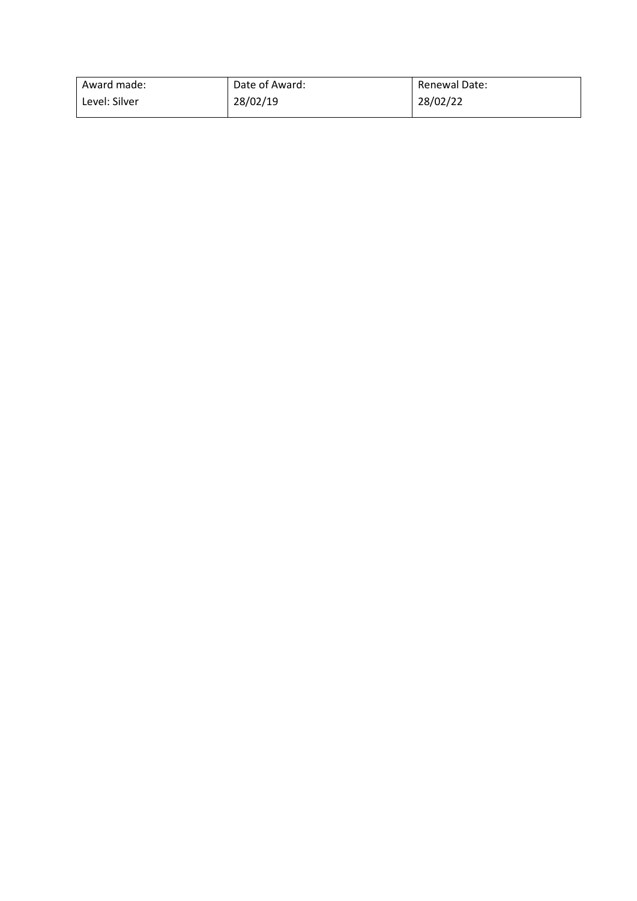| | | |
|---|---|---|
| Award made:<br>Level: Silver | Date of Award:<br>28/02/19 | Renewal Date:<br>28/02/22 |